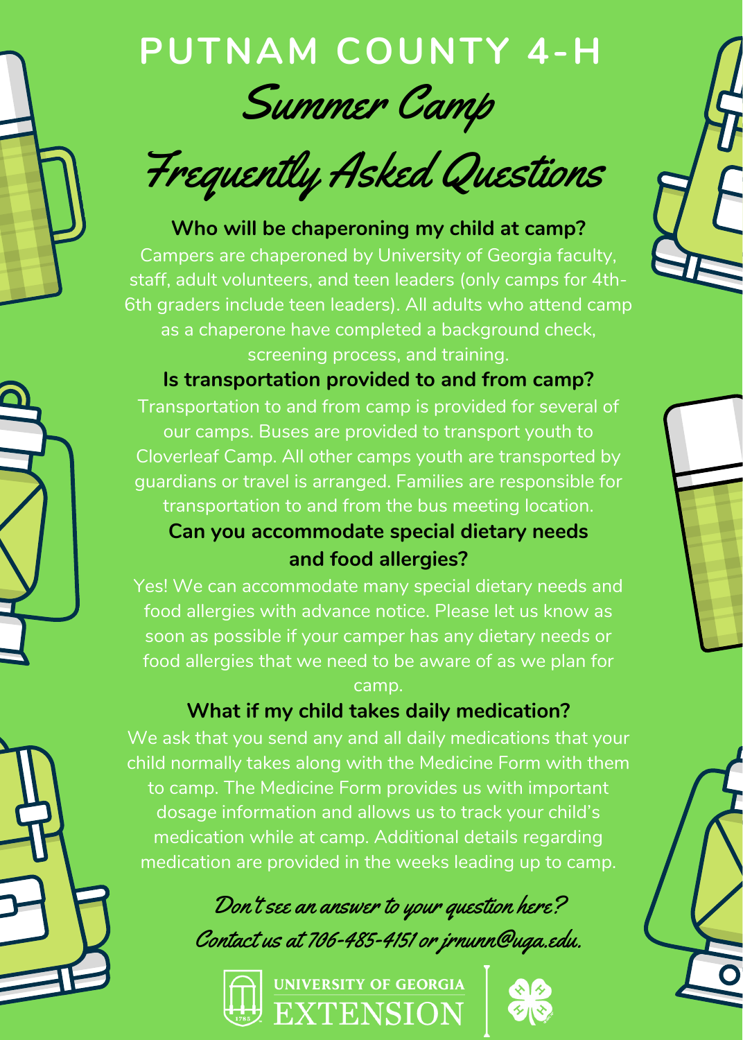# PUTNAM COUNTY 4-H

## Summer Camp

## Frequently Asked Questions

**Who will be chaperoning my child at camp?**

Campers are chaperoned by University of Georgia faculty, staff, adult volunteers, and teen leaders (only camps for 4th-6th graders include teen leaders). All adults who attend camp as a chaperone have completed a background check, screening process, and training.

**Is transportation provided to and from camp?**

Transportation to and from camp is provided for several of our camps. Buses are provided to transport youth to Cloverleaf Camp. All other camps youth are transported by guardians or travel is arranged. Families are responsible for transportation to and from the bus meeting location.

**Can you accommodate special dietary needs and food allergies?**

Yes! We can accommodate many special dietary needs and food allergies with advance notice. Please let us know as soon as possible if your camper has any dietary needs or food allergies that we need to be aware of as we plan for camp.

**What if my child takes daily medication?**

We ask that you send any and all daily medications that your child normally takes along with the Medicine Form with them to camp. The Medicine Form provides us with important dosage information and allows us to track your child's medication while at camp. Additional details regarding medication are provided in the weeks leading up to camp.

*Don't see an answer to your question here?*
*Contact us at 706-485-4151 or jrnunn@uga.edu.*

UNIVERSITY OF GEORGIA EXTENSION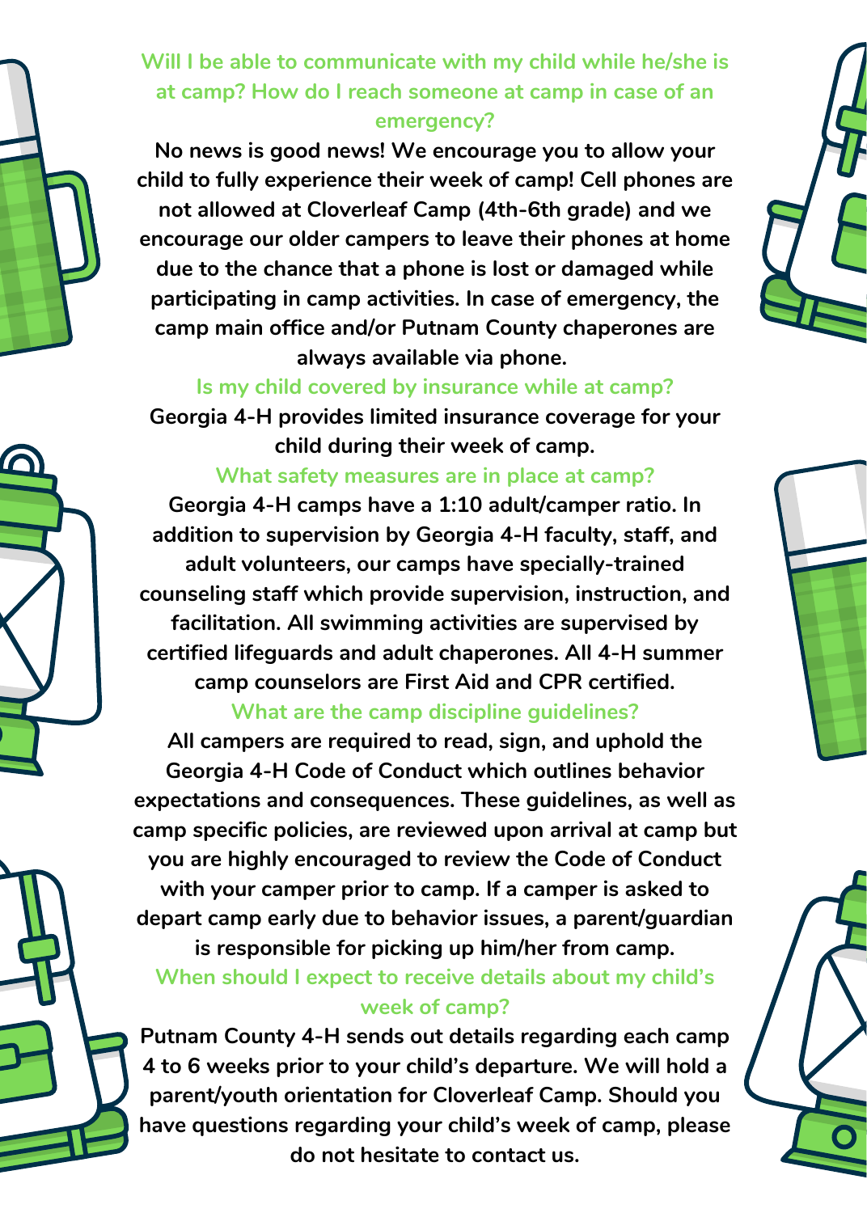## Will I be able to communicate with my child while he/she is at camp? How do I reach someone at camp in case of an emergency?

**No news is good news! We encourage you to allow your child to fully experience their week of camp! Cell phones are not allowed at Cloverleaf Camp (4th-6th grade) and we encourage our older campers to leave their phones at home due to the chance that a phone is lost or damaged while participating in camp activities. In case of emergency, the camp main office and/or Putnam County chaperones are always available via phone.**

## Is my child covered by insurance while at camp?

**Georgia 4-H provides limited insurance coverage for your child during their week of camp.**

## What safety measures are in place at camp?

**Georgia 4-H camps have a 1:10 adult/camper ratio. In addition to supervision by Georgia 4-H faculty, staff, and adult volunteers, our camps have specially-trained counseling staff which provide supervision, instruction, and facilitation. All swimming activities are supervised by certified lifeguards and adult chaperones. All 4-H summer camp counselors are First Aid and CPR certified.**

## What are the camp discipline guidelines?

**All campers are required to read, sign, and uphold the Georgia 4-H Code of Conduct which outlines behavior expectations and consequences. These guidelines, as well as camp specific policies, are reviewed upon arrival at camp but you are highly encouraged to review the Code of Conduct with your camper prior to camp. If a camper is asked to depart camp early due to behavior issues, a parent/guardian is responsible for picking up him/her from camp.**

## When should I expect to receive details about my child's week of camp?

**Putnam County 4-H sends out details regarding each camp 4 to 6 weeks prior to your child's departure. We will hold a parent/youth orientation for Cloverleaf Camp. Should you have questions regarding your child's week of camp, please do not hesitate to contact us.**